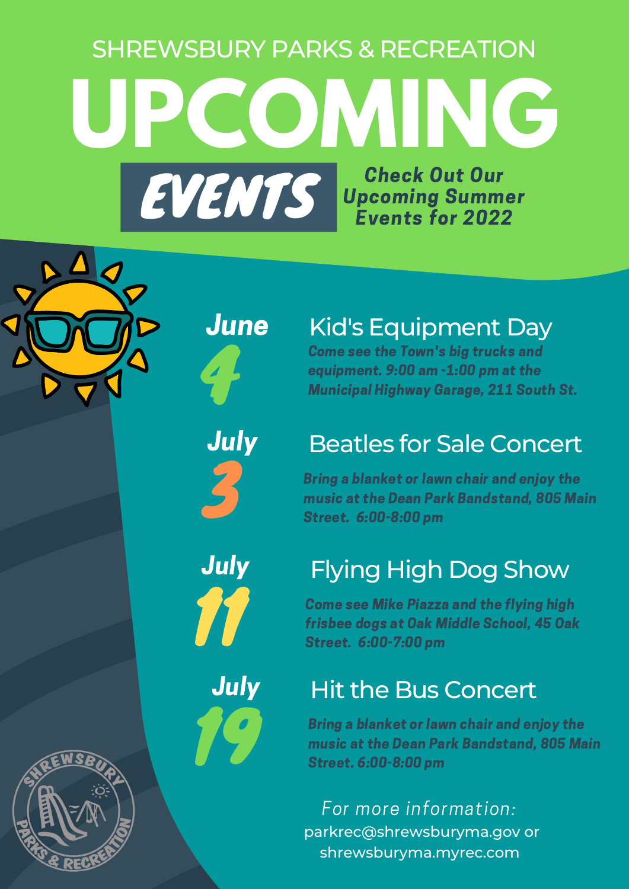SHREWSBURY PARKS & RECREATION

# UPCOMING EVENTS

***Check Out Our Upcoming Summer Events for 2022***

## June 4 — Kid's Equipment Day

***Come see the Town's big trucks and equipment. 9:00 am -1:00 pm at the Municipal Highway Garage, 211 South St.***

## July 3 — Beatles for Sale Concert

***Bring a blanket or lawn chair and enjoy the music at the Dean Park Bandstand, 805 Main Street. 6:00-8:00 pm***

## July 11 — Flying High Dog Show

***Come see Mike Piazza and the flying high frisbee dogs at Oak Middle School, 45 Oak Street. 6:00-7:00 pm***

## July 19 — Hit the Bus Concert

***Bring a blanket or lawn chair and enjoy the music at the Dean Park Bandstand, 805 Main Street. 6:00-8:00 pm***

*For more information:*
parkrec@shrewsburyma.gov or
shrewsburyma.myrec.com

SHREWSBURY PARKS & RECREATION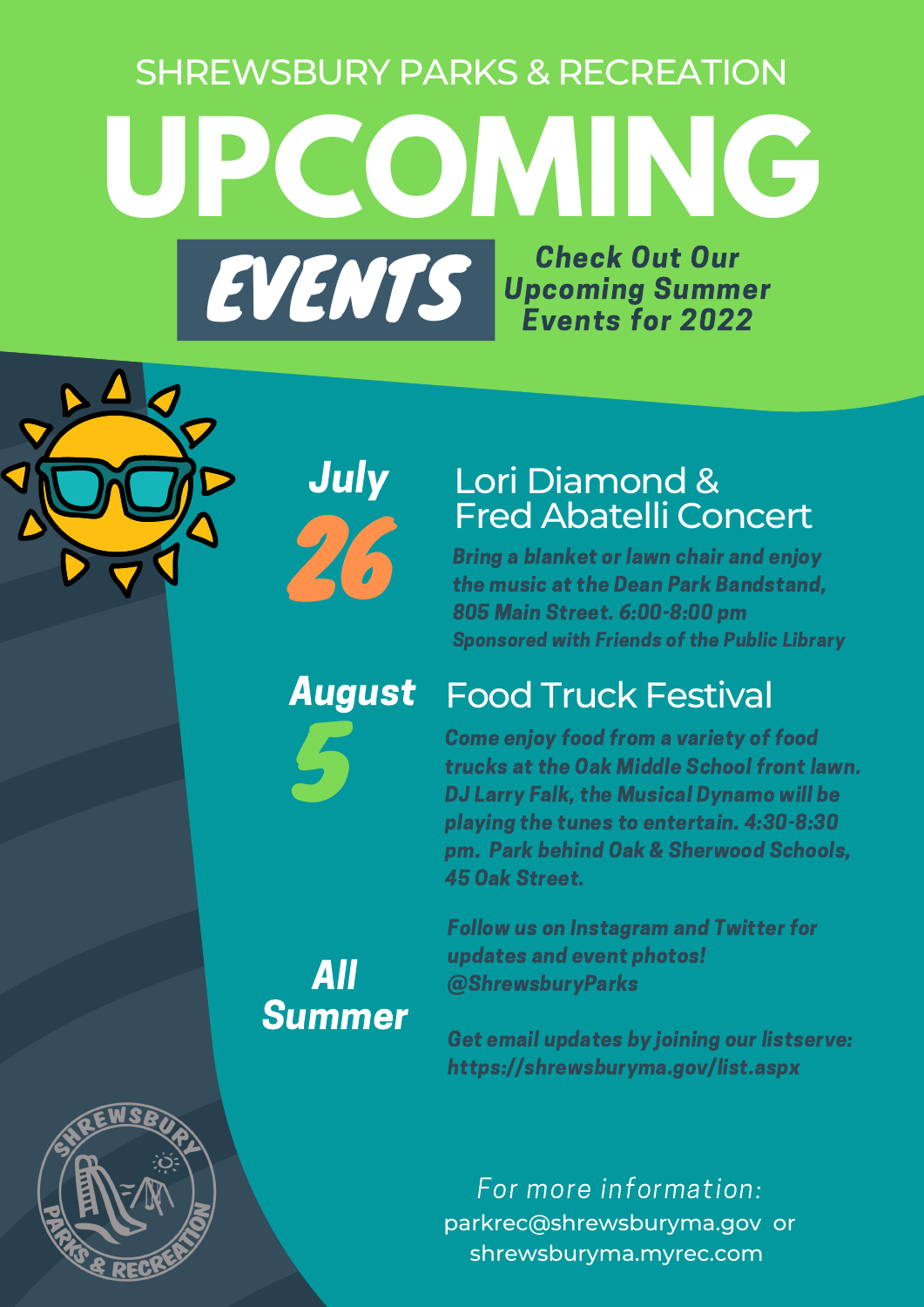SHREWSBURY PARKS & RECREATION

# UPCOMING EVENTS

***Check Out Our Upcoming Summer Events for 2022***

## July 26 — Lori Diamond & Fred Abatelli Concert

***Bring a blanket or lawn chair and enjoy the music at the Dean Park Bandstand, 805 Main Street. 6:00-8:00 pm***
***Sponsored with Friends of the Public Library***

## August 5 — Food Truck Festival

***Come enjoy food from a variety of food trucks at the Oak Middle School front lawn. DJ Larry Falk, the Musical Dynamo will be playing the tunes to entertain. 4:30-8:30 pm. Park behind Oak & Sherwood Schools, 45 Oak Street.***

## All Summer

***Follow us on Instagram and Twitter for updates and event photos! @ShrewsburyParks***

***Get email updates by joining our listserve: https://shrewsburyma.gov/list.aspx***

*For more information:*
parkrec@shrewsburyma.gov or
shrewsburyma.myrec.com